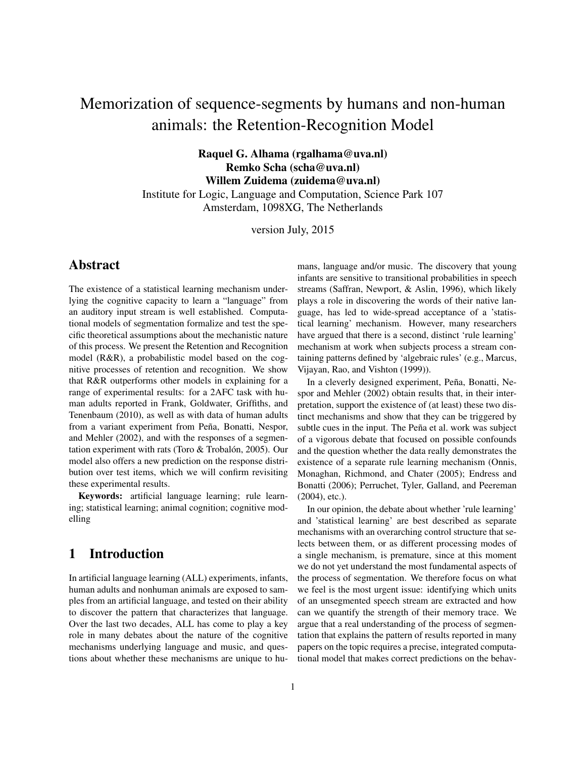# Memorization of sequence-segments by humans and non-human animals: the Retention-Recognition Model

**Raquel G. Alhama (rgalhama@uva.nl)**
**Remko Scha (scha@uva.nl)**
**Willem Zuidema (zuidema@uva.nl)**
Institute for Logic, Language and Computation, Science Park 107
Amsterdam, 1098XG, The Netherlands

version July, 2015

## Abstract

The existence of a statistical learning mechanism underlying the cognitive capacity to learn a "language" from an auditory input stream is well established. Computational models of segmentation formalize and test the specific theoretical assumptions about the mechanistic nature of this process. We present the Retention and Recognition model (R&R), a probabilistic model based on the cognitive processes of retention and recognition. We show that R&R outperforms other models in explaining for a range of experimental results: for a 2AFC task with human adults reported in Frank, Goldwater, Griffiths, and Tenenbaum (2010), as well as with data of human adults from a variant experiment from Peña, Bonatti, Nespor, and Mehler (2002), and with the responses of a segmentation experiment with rats (Toro & Trobalón, 2005). Our model also offers a new prediction on the response distribution over test items, which we will confirm revisiting these experimental results.

**Keywords:** artificial language learning; rule learning; statistical learning; animal cognition; cognitive modelling

## 1 Introduction

In artificial language learning (ALL) experiments, infants, human adults and nonhuman animals are exposed to samples from an artificial language, and tested on their ability to discover the pattern that characterizes that language. Over the last two decades, ALL has come to play a key role in many debates about the nature of the cognitive mechanisms underlying language and music, and questions about whether these mechanisms are unique to humans, language and/or music. The discovery that young infants are sensitive to transitional probabilities in speech streams (Saffran, Newport, & Aslin, 1996), which likely plays a role in discovering the words of their native language, has led to wide-spread acceptance of a 'statistical learning' mechanism. However, many researchers have argued that there is a second, distinct 'rule learning' mechanism at work when subjects process a stream containing patterns defined by 'algebraic rules' (e.g., Marcus, Vijayan, Rao, and Vishton (1999)).

In a cleverly designed experiment, Peña, Bonatti, Nespor and Mehler (2002) obtain results that, in their interpretation, support the existence of (at least) these two distinct mechanisms and show that they can be triggered by subtle cues in the input. The Peña et al. work was subject of a vigorous debate that focused on possible confounds and the question whether the data really demonstrates the existence of a separate rule learning mechanism (Onnis, Monaghan, Richmond, and Chater (2005); Endress and Bonatti (2006); Perruchet, Tyler, Galland, and Peereman (2004), etc.).

In our opinion, the debate about whether 'rule learning' and 'statistical learning' are best described as separate mechanisms with an overarching control structure that selects between them, or as different processing modes of a single mechanism, is premature, since at this moment we do not yet understand the most fundamental aspects of the process of segmentation. We therefore focus on what we feel is the most urgent issue: identifying which units of an unsegmented speech stream are extracted and how can we quantify the strength of their memory trace. We argue that a real understanding of the process of segmentation that explains the pattern of results reported in many papers on the topic requires a precise, integrated computational model that makes correct predictions on the behav-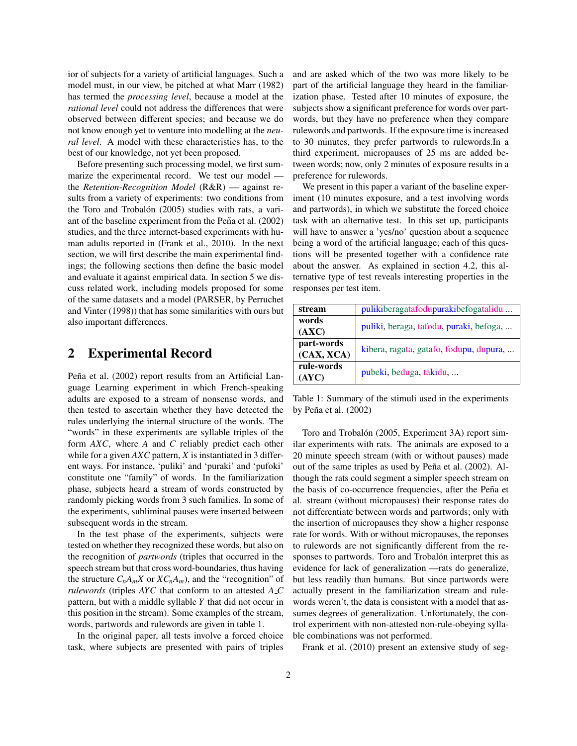ior of subjects for a variety of artificial languages. Such a model must, in our view, be pitched at what Marr (1982) has termed the *processing level*, because a model at the *rational level* could not address the differences that were observed between different species; and because we do not know enough yet to venture into modelling at the *neural level*. A model with these characteristics has, to the best of our knowledge, not yet been proposed.

Before presenting such processing model, we first summarize the experimental record. We test our model — the *Retention-Recognition Model* (R&R) — against results from a variety of experiments: two conditions from the Toro and Trobalón (2005) studies with rats, a variant of the baseline experiment from the Peña et al. (2002) studies, and the three internet-based experiments with human adults reported in (Frank et al., 2010). In the next section, we will first describe the main experimental findings; the following sections then define the basic model and evaluate it against empirical data. In section 5 we discuss related work, including models proposed for some of the same datasets and a model (PARSER, by Perruchet and Vinter (1998)) that has some similarities with ours but also important differences.

## 2 Experimental Record

Peña et al. (2002) report results from an Artificial Language Learning experiment in which French-speaking adults are exposed to a stream of nonsense words, and then tested to ascertain whether they have detected the rules underlying the internal structure of the words. The "words" in these experiments are syllable triples of the form *AXC*, where *A* and *C* reliably predict each other while for a given *AXC* pattern, *X* is instantiated in 3 different ways. For instance, 'puliki' and 'puraki' and 'pufoki' constitute one "family" of words. In the familiarization phase, subjects heard a stream of words constructed by randomly picking words from 3 such families. In some of the experiments, subliminal pauses were inserted between subsequent words in the stream.

In the test phase of the experiments, subjects were tested on whether they recognized these words, but also on the recognition of *partwords* (triples that occurred in the speech stream but that cross word-boundaries, thus having the structure $C_nA_mX$ or $XC_nA_m$), and the "recognition" of *rulewords* (triples *AYC* that conform to an attested *A_C* pattern, but with a middle syllable *Y* that did not occur in this position in the stream). Some examples of the stream, words, partwords and rulewords are given in table 1.

In the original paper, all tests involve a forced choice task, where subjects are presented with pairs of triples and are asked which of the two was more likely to be part of the artificial language they heard in the familiarization phase. Tested after 10 minutes of exposure, the subjects show a significant preference for words over partwords, but they have no preference when they compare rulewords and partwords. If the exposure time is increased to 30 minutes, they prefer partwords to rulewords.In a third experiment, micropauses of 25 ms are added between words; now, only 2 minutes of exposure results in a preference for rulewords.

We present in this paper a variant of the baseline experiment (10 minutes exposure, and a test involving words and partwords), in which we substitute the forced choice task with an alternative test. In this set up, participants will have to answer a 'yes/no' question about a sequence being a word of the artificial language; each of this questions will be presented together with a confidence rate about the answer. As explained in section 4.2, this alternative type of test reveals interesting properties in the responses per test item.

| | |
|---|---|
| **stream** | pulikiberagatafodupurakibefogatalidu ... |
| **words (AXC)** | puliki, beraga, tafodu, puraki, befoga, ... |
| **part-words (CAX, XCA)** | kibera, ragata, gatafo, fodupu, dupura, ... |
| **rule-words (AYC)** | pubeki, beduga, takidu, ... |

Table 1: Summary of the stimuli used in the experiments by Peña et al. (2002)

Toro and Trobalón (2005, Experiment 3A) report similar experiments with rats. The animals are exposed to a 20 minute speech stream (with or without pauses) made out of the same triples as used by Peña et al. (2002). Although the rats could segment a simpler speech stream on the basis of co-occurrence frequencies, after the Peña et al. stream (without micropauses) their response rates do not differentiate between words and partwords; only with the insertion of micropauses they show a higher response rate for words. With or without micropauses, the reponses to rulewords are not significantly different from the responses to partwords. Toro and Trobalón interpret this as evidence for lack of generalization —rats do generalize, but less readily than humans. But since partwords were actually present in the familiarization stream and rulewords weren't, the data is consistent with a model that assumes degrees of generalization. Unfortunately, the control experiment with non-attested non-rule-obeying syllable combinations was not performed.

Frank et al. (2010) present an extensive study of seg-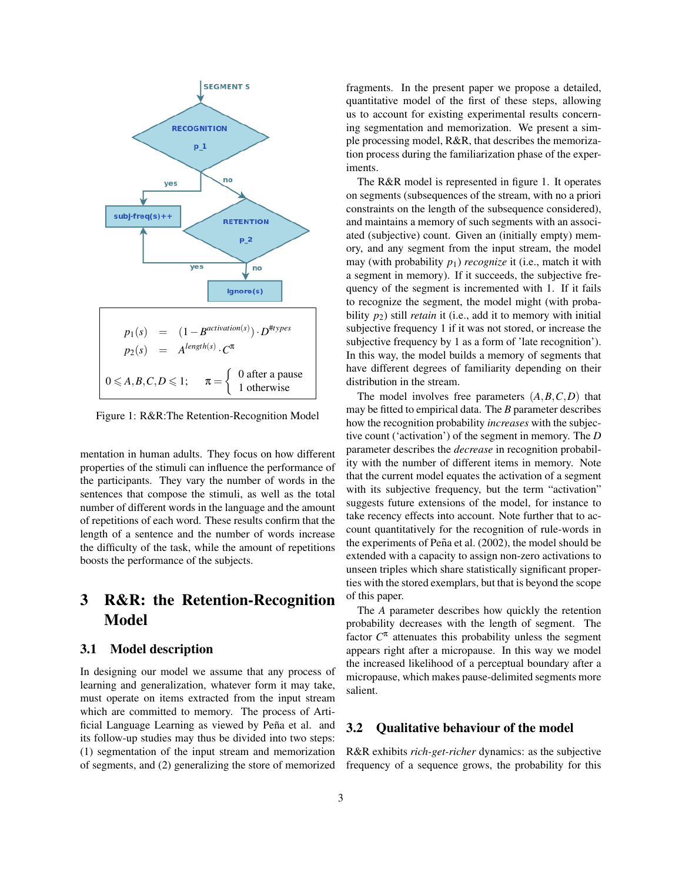SEGMENT S

RECOGNITION $p\_1$

yes / no

subj-freq(s)++

RETENTION $p\_2$

yes / no

ignore(s)

$$
\begin{aligned}
p_1(s) &= (1 - B^{activation(s)}) \cdot D^{\#types} \\
p_2(s) &= A^{length(s)} \cdot C^{\pi}
\end{aligned}
$$

$$
0 \leqslant A, B, C, D \leqslant 1; \quad \pi = \begin{cases} 0 \text{ after a pause} \\ 1 \text{ otherwise} \end{cases}
$$

Figure 1: R&R:The Retention-Recognition Model

mentation in human adults. They focus on how different properties of the stimuli can influence the performance of the participants. They vary the number of words in the sentences that compose the stimuli, as well as the total number of different words in the language and the amount of repetitions of each word. These results confirm that the length of a sentence and the number of words increase the difficulty of the task, while the amount of repetitions boosts the performance of the subjects.

# 3 R&R: the Retention-Recognition Model

## 3.1 Model description

In designing our model we assume that any process of learning and generalization, whatever form it may take, must operate on items extracted from the input stream which are committed to memory. The process of Artificial Language Learning as viewed by Peña et al. and its follow-up studies may thus be divided into two steps: (1) segmentation of the input stream and memorization of segments, and (2) generalizing the store of memorized fragments. In the present paper we propose a detailed, quantitative model of the first of these steps, allowing us to account for existing experimental results concerning segmentation and memorization. We present a simple processing model, R&R, that describes the memorization process during the familiarization phase of the experiments.

The R&R model is represented in figure 1. It operates on segments (subsequences of the stream, with no a priori constraints on the length of the subsequence considered), and maintains a memory of such segments with an associated (subjective) count. Given an (initially empty) memory, and any segment from the input stream, the model may (with probability $p_1$) *recognize* it (i.e., match it with a segment in memory). If it succeeds, the subjective frequency of the segment is incremented with 1. If it fails to recognize the segment, the model might (with probability $p_2$) still *retain* it (i.e., add it to memory with initial subjective frequency 1 if it was not stored, or increase the subjective frequency by 1 as a form of 'late recognition'). In this way, the model builds a memory of segments that have different degrees of familiarity depending on their distribution in the stream.

The model involves free parameters $(A, B, C, D)$ that may be fitted to empirical data. The $B$ parameter describes how the recognition probability *increases* with the subjective count ('activation') of the segment in memory. The $D$ parameter describes the *decrease* in recognition probability with the number of different items in memory. Note that the current model equates the activation of a segment with its subjective frequency, but the term "activation" suggests future extensions of the model, for instance to take recency effects into account. Note further that to account quantitatively for the recognition of rule-words in the experiments of Peña et al. (2002), the model should be extended with a capacity to assign non-zero activations to unseen triples which share statistically significant properties with the stored exemplars, but that is beyond the scope of this paper.

The $A$ parameter describes how quickly the retention probability decreases with the length of segment. The factor $C^{\pi}$ attenuates this probability unless the segment appears right after a micropause. In this way we model the increased likelihood of a perceptual boundary after a micropause, which makes pause-delimited segments more salient.

## 3.2 Qualitative behaviour of the model

R&R exhibits *rich-get-richer* dynamics: as the subjective frequency of a sequence grows, the probability for this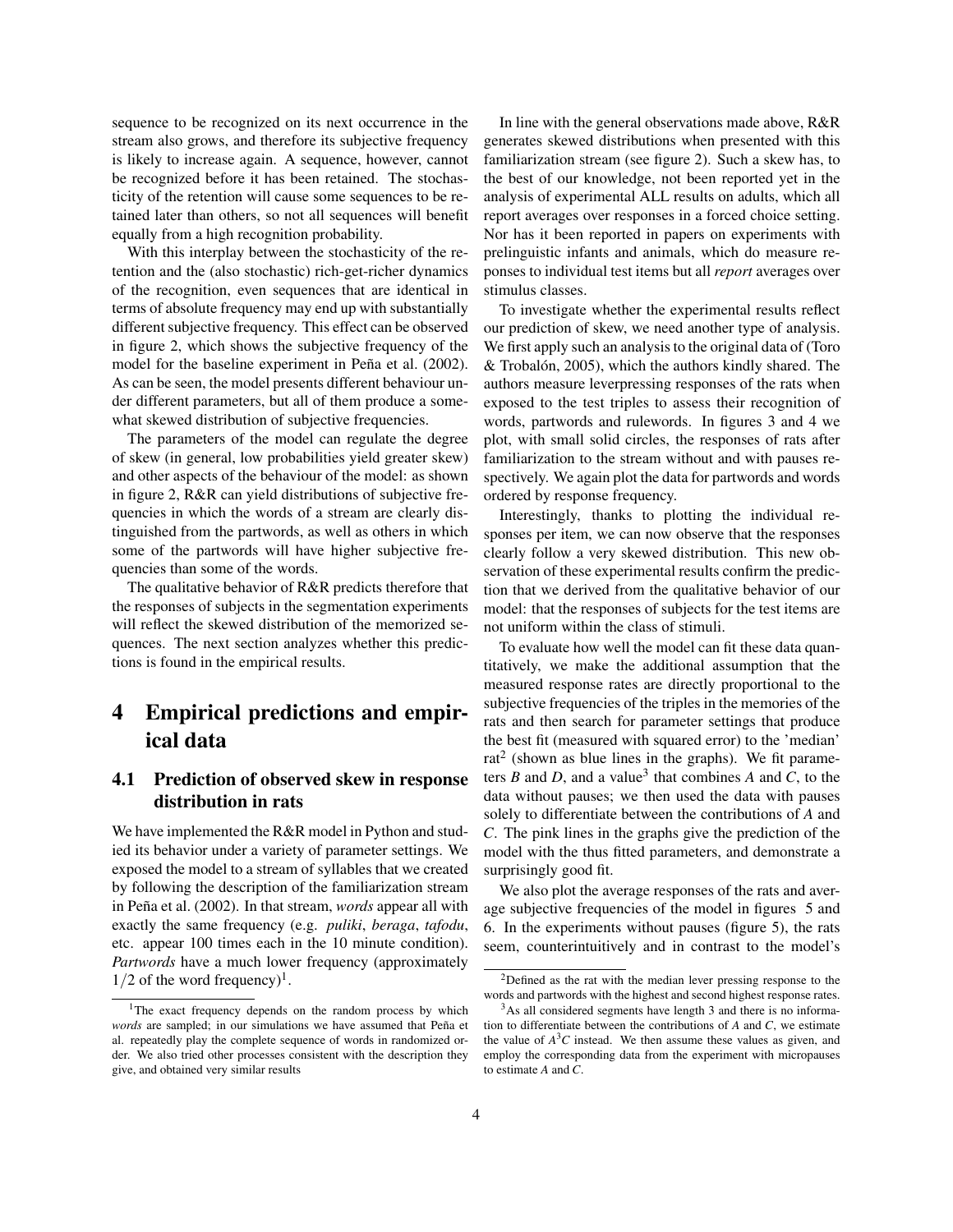sequence to be recognized on its next occurrence in the stream also grows, and therefore its subjective frequency is likely to increase again. A sequence, however, cannot be recognized before it has been retained. The stochasticity of the retention will cause some sequences to be retained later than others, so not all sequences will benefit equally from a high recognition probability.

With this interplay between the stochasticity of the retention and the (also stochastic) rich-get-richer dynamics of the recognition, even sequences that are identical in terms of absolute frequency may end up with substantially different subjective frequency. This effect can be observed in figure 2, which shows the subjective frequency of the model for the baseline experiment in Peña et al. (2002). As can be seen, the model presents different behaviour under different parameters, but all of them produce a somewhat skewed distribution of subjective frequencies.

The parameters of the model can regulate the degree of skew (in general, low probabilities yield greater skew) and other aspects of the behaviour of the model: as shown in figure 2, R&R can yield distributions of subjective frequencies in which the words of a stream are clearly distinguished from the partwords, as well as others in which some of the partwords will have higher subjective frequencies than some of the words.

The qualitative behavior of R&R predicts therefore that the responses of subjects in the segmentation experiments will reflect the skewed distribution of the memorized sequences. The next section analyzes whether this predictions is found in the empirical results.

# 4 Empirical predictions and empirical data

## 4.1 Prediction of observed skew in response distribution in rats

We have implemented the R&R model in Python and studied its behavior under a variety of parameter settings. We exposed the model to a stream of syllables that we created by following the description of the familiarization stream in Peña et al. (2002). In that stream, *words* appear all with exactly the same frequency (e.g. *puliki*, *beraga*, *tafodu*, etc. appear 100 times each in the 10 minute condition). *Partwords* have a much lower frequency (approximately $1/2$ of the word frequency)[1].

In line with the general observations made above, R&R generates skewed distributions when presented with this familiarization stream (see figure 2). Such a skew has, to the best of our knowledge, not been reported yet in the analysis of experimental ALL results on adults, which all report averages over responses in a forced choice setting. Nor has it been reported in papers on experiments with prelinguistic infants and animals, which do measure reponses to individual test items but all *report* averages over stimulus classes.

To investigate whether the experimental results reflect our prediction of skew, we need another type of analysis. We first apply such an analysis to the original data of (Toro & Trobalón, 2005), which the authors kindly shared. The authors measure leverpressing responses of the rats when exposed to the test triples to assess their recognition of words, partwords and rulewords. In figures 3 and 4 we plot, with small solid circles, the responses of rats after familiarization to the stream without and with pauses respectively. We again plot the data for partwords and words ordered by response frequency.

Interestingly, thanks to plotting the individual responses per item, we can now observe that the responses clearly follow a very skewed distribution. This new observation of these experimental results confirm the prediction that we derived from the qualitative behavior of our model: that the responses of subjects for the test items are not uniform within the class of stimuli.

To evaluate how well the model can fit these data quantitatively, we make the additional assumption that the measured response rates are directly proportional to the subjective frequencies of the triples in the memories of the rats and then search for parameter settings that produce the best fit (measured with squared error) to the 'median' rat[2] (shown as blue lines in the graphs). We fit parameters $B$ and $D$, and a value[3] that combines $A$ and $C$, to the data without pauses; we then used the data with pauses solely to differentiate between the contributions of $A$ and $C$. The pink lines in the graphs give the prediction of the model with the thus fitted parameters, and demonstrate a surprisingly good fit.

We also plot the average responses of the rats and average subjective frequencies of the model in figures 5 and 6. In the experiments without pauses (figure 5), the rats seem, counterintuitively and in contrast to the model's

[1] The exact frequency depends on the random process by which *words* are sampled; in our simulations we have assumed that Peña et al. repeatedly play the complete sequence of words in randomized order. We also tried other processes consistent with the description they give, and obtained very similar results

[2] Defined as the rat with the median lever pressing response to the words and partwords with the highest and second highest response rates.

[3] As all considered segments have length 3 and there is no information to differentiate between the contributions of $A$ and $C$, we estimate the value of $A^3C$ instead. We then assume these values as given, and employ the corresponding data from the experiment with micropauses to estimate $A$ and $C$.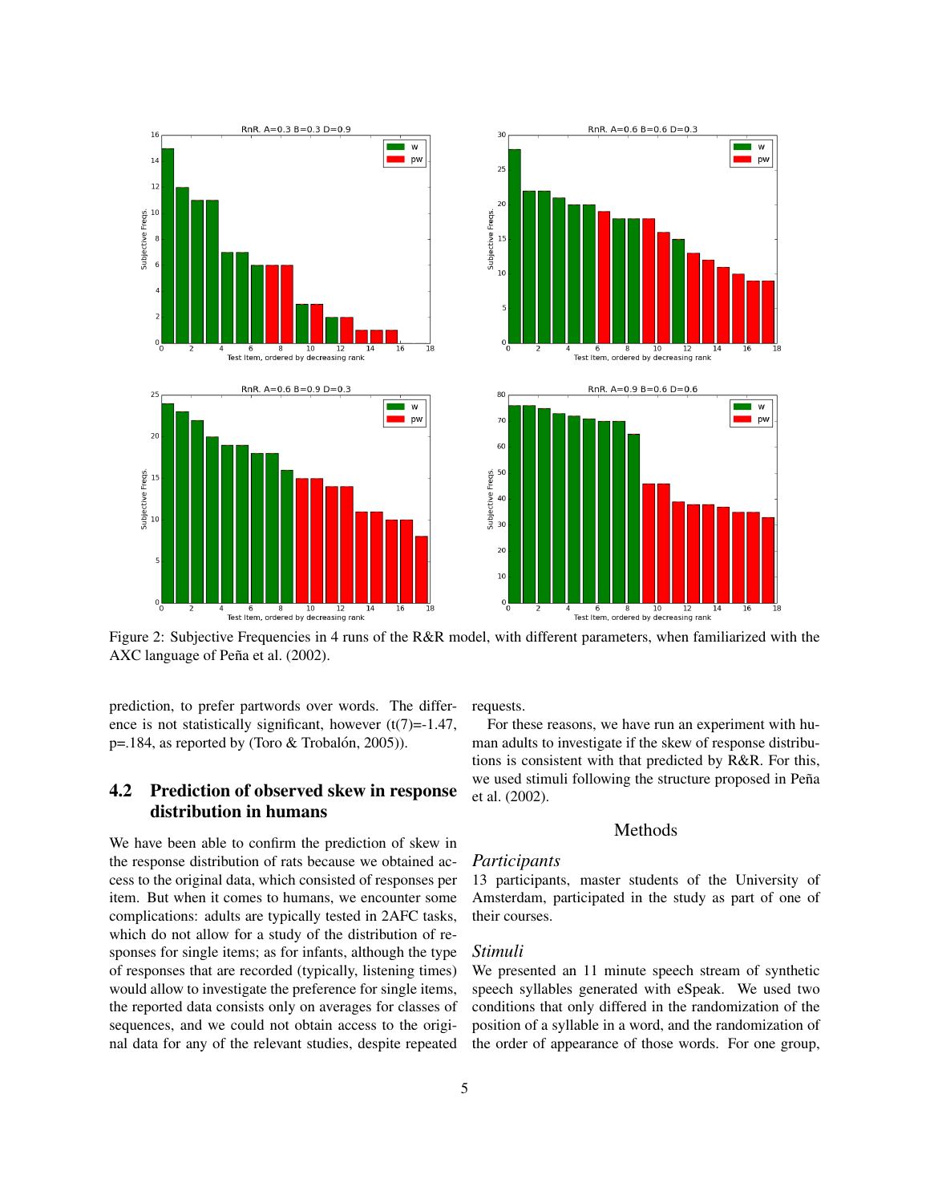Figure 2: Subjective Frequencies in 4 runs of the R&R model, with different parameters, when familiarized with the AXC language of Peña et al. (2002).

prediction, to prefer partwords over words. The difference is not statistically significant, however (t(7)=-1.47, p=.184, as reported by (Toro & Trobalón, 2005)).

## 4.2 Prediction of observed skew in response distribution in humans

We have been able to confirm the prediction of skew in the response distribution of rats because we obtained access to the original data, which consisted of responses per item. But when it comes to humans, we encounter some complications: adults are typically tested in 2AFC tasks, which do not allow for a study of the distribution of responses for single items; as for infants, although the type of responses that are recorded (typically, listening times) would allow to investigate the preference for single items, the reported data consists only on averages for classes of sequences, and we could not obtain access to the original data for any of the relevant studies, despite repeated requests.

For these reasons, we have run an experiment with human adults to investigate if the skew of response distributions is consistent with that predicted by R&R. For this, we used stimuli following the structure proposed in Peña et al. (2002).

### Methods

#### *Participants*

13 participants, master students of the University of Amsterdam, participated in the study as part of one of their courses.

#### *Stimuli*

We presented an 11 minute speech stream of synthetic speech syllables generated with eSpeak. We used two conditions that only differed in the randomization of the position of a syllable in a word, and the randomization of the order of appearance of those words. For one group,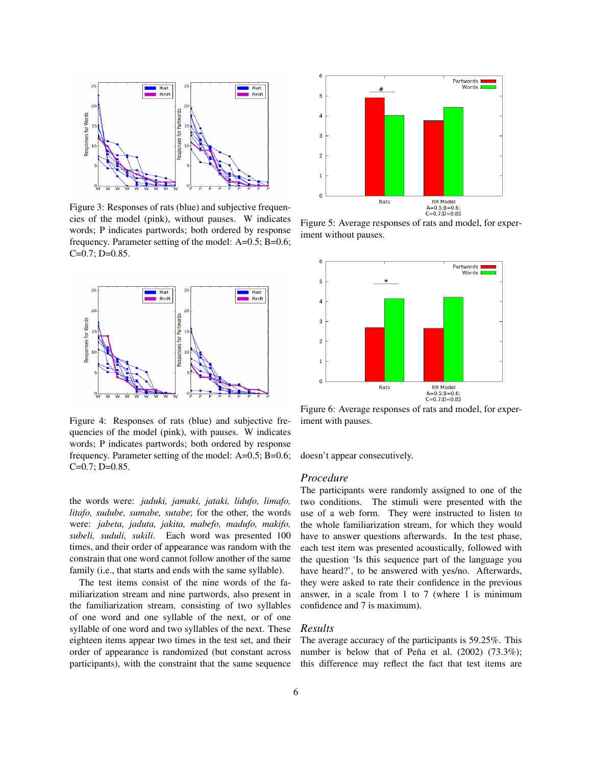Figure 3: Responses of rats (blue) and subjective frequencies of the model (pink), without pauses. W indicates words; P indicates partwords; both ordered by response frequency. Parameter setting of the model: A=0.5; B=0.6; C=0.7; D=0.85.

Figure 4: Responses of rats (blue) and subjective frequencies of the model (pink), with pauses. W indicates words; P indicates partwords; both ordered by response frequency. Parameter setting of the model: A=0.5; B=0.6; C=0.7; D=0.85.

Figure 5: Average responses of rats and model, for experiment without pauses.

Figure 6: Average responses of rats and model, for experiment with pauses.

the words were: *jaduki, jamaki, jataki, lidufo, limafo, litafo, sudube, sumabe, sutabe*; for the other, the words were: *jabeta, jaduta, jakita, mabefo, madufo, makifo, subeli, suduli, sukili*. Each word was presented 100 times, and their order of appearance was random with the constrain that one word cannot follow another of the same family (i.e., that starts and ends with the same syllable).

The test items consist of the nine words of the familiarization stream and nine partwords, also present in the familiarization stream, consisting of two syllables of one word and one syllable of the next, or of one syllable of one word and two syllables of the next. These eighteen items appear two times in the test set, and their order of appearance is randomized (but constant across participants), with the constraint that the same sequence doesn't appear consecutively.

### *Procedure*

The participants were randomly assigned to one of the two conditions. The stimuli were presented with the use of a web form. They were instructed to listen to the whole familiarization stream, for which they would have to answer questions afterwards. In the test phase, each test item was presented acoustically, followed with the question 'Is this sequence part of the language you have heard?', to be answered with yes/no. Afterwards, they were asked to rate their confidence in the previous answer, in a scale from 1 to 7 (where 1 is minimum confidence and 7 is maximum).

### *Results*

The average accuracy of the participants is 59.25%. This number is below that of Peña et al. (2002) (73.3%); this difference may reflect the fact that test items are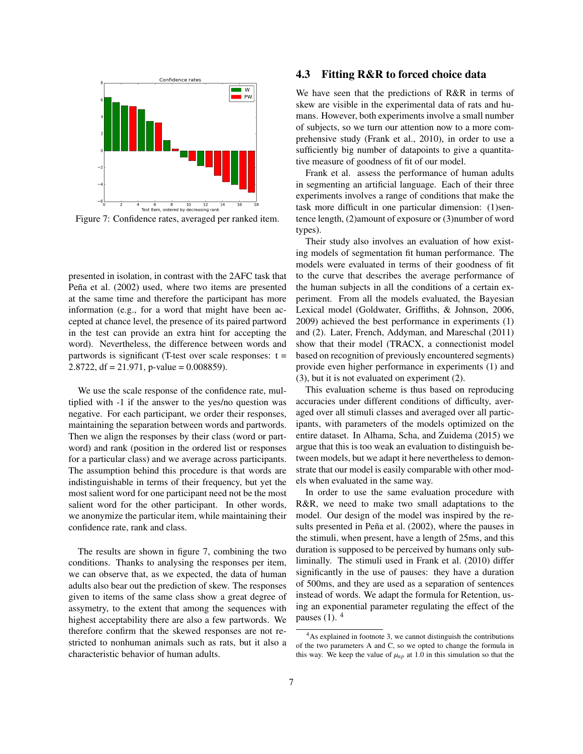Figure 7: Confidence rates, averaged per ranked item.

presented in isolation, in contrast with the 2AFC task that Peña et al. (2002) used, where two items are presented at the same time and therefore the participant has more information (e.g., for a word that might have been accepted at chance level, the presence of its paired partword in the test can provide an extra hint for accepting the word). Nevertheless, the difference between words and partwords is significant (T-test over scale responses: $t = 2.8722$, $df = 21.971$, p-value $= 0.008859$).

We use the scale response of the confidence rate, multiplied with -1 if the answer to the yes/no question was negative. For each participant, we order their responses, maintaining the separation between words and partwords. Then we align the responses by their class (word or partword) and rank (position in the ordered list or responses for a particular class) and we average across participants. The assumption behind this procedure is that words are indistinguishable in terms of their frequency, but yet the most salient word for one participant need not be the most salient word for the other participant. In other words, we anonymize the particular item, while maintaining their confidence rate, rank and class.

The results are shown in figure 7, combining the two conditions. Thanks to analysing the responses per item, we can observe that, as we expected, the data of human adults also bear out the prediction of skew. The responses given to items of the same class show a great degree of assymetry, to the extent that among the sequences with highest acceptability there are also a few partwords. We therefore confirm that the skewed responses are not restricted to nonhuman animals such as rats, but it also a characteristic behavior of human adults.

## 4.3 Fitting R&R to forced choice data

We have seen that the predictions of R&R in terms of skew are visible in the experimental data of rats and humans. However, both experiments involve a small number of subjects, so we turn our attention now to a more comprehensive study (Frank et al., 2010), in order to use a sufficiently big number of datapoints to give a quantitative measure of goodness of fit of our model.

Frank et al. assess the performance of human adults in segmenting an artificial language. Each of their three experiments involves a range of conditions that make the task more difficult in one particular dimension: (1)sentence length, (2)amount of exposure or (3)number of word types).

Their study also involves an evaluation of how existing models of segmentation fit human performance. The models were evaluated in terms of their goodness of fit to the curve that describes the average performance of the human subjects in all the conditions of a certain experiment. From all the models evaluated, the Bayesian Lexical model (Goldwater, Griffiths, & Johnson, 2006, 2009) achieved the best performance in experiments (1) and (2). Later, French, Addyman, and Mareschal (2011) show that their model (TRACX, a connectionist model based on recognition of previously encountered segments) provide even higher performance in experiments (1) and (3), but it is not evaluated on experiment (2).

This evaluation scheme is thus based on reproducing accuracies under different conditions of difficulty, averaged over all stimuli classes and averaged over all participants, with parameters of the models optimized on the entire dataset. In Alhama, Scha, and Zuidema (2015) we argue that this is too weak an evaluation to distinguish between models, but we adapt it here nevertheless to demonstrate that our model is easily comparable with other models when evaluated in the same way.

In order to use the same evaluation procedure with R&R, we need to make two small adaptations to the model. Our design of the model was inspired by the results presented in Peña et al. (2002), where the pauses in the stimuli, when present, have a length of 25ms, and this duration is supposed to be perceived by humans only subliminally. The stimuli used in Frank et al. (2010) differ significantly in the use of pauses: they have a duration of 500ms, and they are used as a separation of sentences instead of words. We adapt the formula for Retention, using an exponential parameter regulating the effect of the pauses (1). [4]

[4] As explained in footnote 3, we cannot distinguish the contributions of the two parameters A and C, so we opted to change the formula in this way. We keep the value of $\mu_{np}$ at 1.0 in this simulation so that the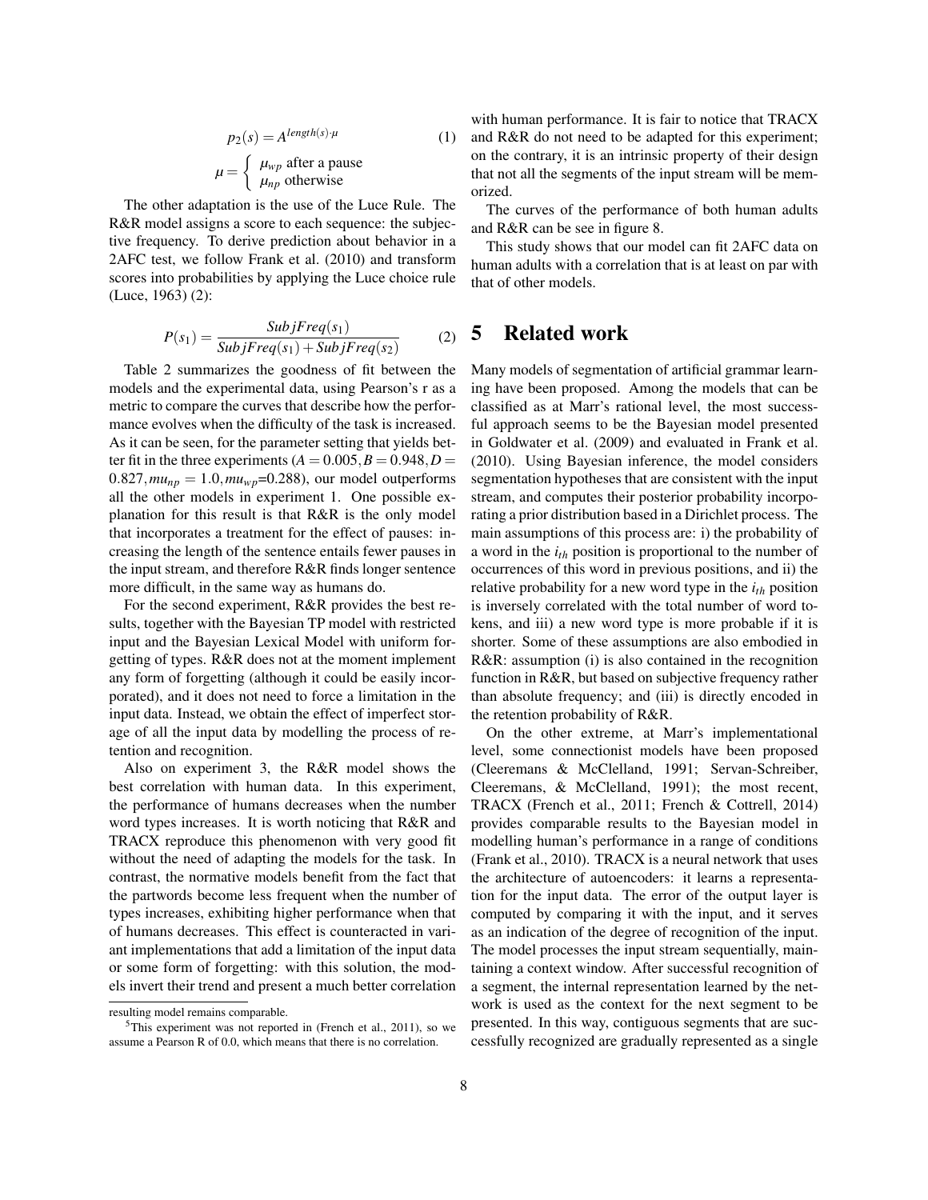$$p_2(s) = A^{length(s) \cdot \mu} \tag{1}$$

$$\mu = \begin{cases} \mu_{wp} \text{ after a pause} \\ \mu_{np} \text{ otherwise} \end{cases}$$

The other adaptation is the use of the Luce Rule. The R&R model assigns a score to each sequence: the subjective frequency. To derive prediction about behavior in a 2AFC test, we follow Frank et al. (2010) and transform scores into probabilities by applying the Luce choice rule (Luce, 1963) (2):

$$P(s_1) = \frac{SubjFreq(s_1)}{SubjFreq(s_1) + SubjFreq(s_2)} \tag{2}$$

Table 2 summarizes the goodness of fit between the models and the experimental data, using Pearson's r as a metric to compare the curves that describe how the performance evolves when the difficulty of the task is increased. As it can be seen, for the parameter setting that yields better fit in the three experiments ($A = 0.005, B = 0.948, D = 0.827, mu_{np} = 1.0, mu_{wp}$=0.288), our model outperforms all the other models in experiment 1. One possible explanation for this result is that R&R is the only model that incorporates a treatment for the effect of pauses: increasing the length of the sentence entails fewer pauses in the input stream, and therefore R&R finds longer sentence more difficult, in the same way as humans do.

For the second experiment, R&R provides the best results, together with the Bayesian TP model with restricted input and the Bayesian Lexical Model with uniform forgetting of types. R&R does not at the moment implement any form of forgetting (although it could be easily incorporated), and it does not need to force a limitation in the input data. Instead, we obtain the effect of imperfect storage of all the input data by modelling the process of retention and recognition.

Also on experiment 3, the R&R model shows the best correlation with human data. In this experiment, the performance of humans decreases when the number word types increases. It is worth noticing that R&R and TRACX reproduce this phenomenon with very good fit without the need of adapting the models for the task. In contrast, the normative models benefit from the fact that the partwords become less frequent when the number of types increases, exhibiting higher performance when that of humans decreases. This effect is counteracted in variant implementations that add a limitation of the input data or some form of forgetting: with this solution, the models invert their trend and present a much better correlation with human performance. It is fair to notice that TRACX and R&R do not need to be adapted for this experiment; on the contrary, it is an intrinsic property of their design that not all the segments of the input stream will be memorized.

The curves of the performance of both human adults and R&R can be see in figure 8.

This study shows that our model can fit 2AFC data on human adults with a correlation that is at least on par with that of other models.

resulting model remains comparable.

[5]This experiment was not reported in (French et al., 2011), so we assume a Pearson R of 0.0, which means that there is no correlation.

# 5 Related work

Many models of segmentation of artificial grammar learning have been proposed. Among the models that can be classified as at Marr's rational level, the most successful approach seems to be the Bayesian model presented in Goldwater et al. (2009) and evaluated in Frank et al. (2010). Using Bayesian inference, the model considers segmentation hypotheses that are consistent with the input stream, and computes their posterior probability incorporating a prior distribution based in a Dirichlet process. The main assumptions of this process are: i) the probability of a word in the $i_{th}$ position is proportional to the number of occurrences of this word in previous positions, and ii) the relative probability for a new word type in the $i_{th}$ position is inversely correlated with the total number of word tokens, and iii) a new word type is more probable if it is shorter. Some of these assumptions are also embodied in R&R: assumption (i) is also contained in the recognition function in R&R, but based on subjective frequency rather than absolute frequency; and (iii) is directly encoded in the retention probability of R&R.

On the other extreme, at Marr's implementational level, some connectionist models have been proposed (Cleeremans & McClelland, 1991; Servan-Schreiber, Cleeremans, & McClelland, 1991); the most recent, TRACX (French et al., 2011; French & Cottrell, 2014) provides comparable results to the Bayesian model in modelling human's performance in a range of conditions (Frank et al., 2010). TRACX is a neural network that uses the architecture of autoencoders: it learns a representation for the input data. The error of the output layer is computed by comparing it with the input, and it serves as an indication of the degree of recognition of the input. The model processes the input stream sequentially, maintaining a context window. After successful recognition of a segment, the internal representation learned by the network is used as the context for the next segment to be presented. In this way, contiguous segments that are successfully recognized are gradually represented as a single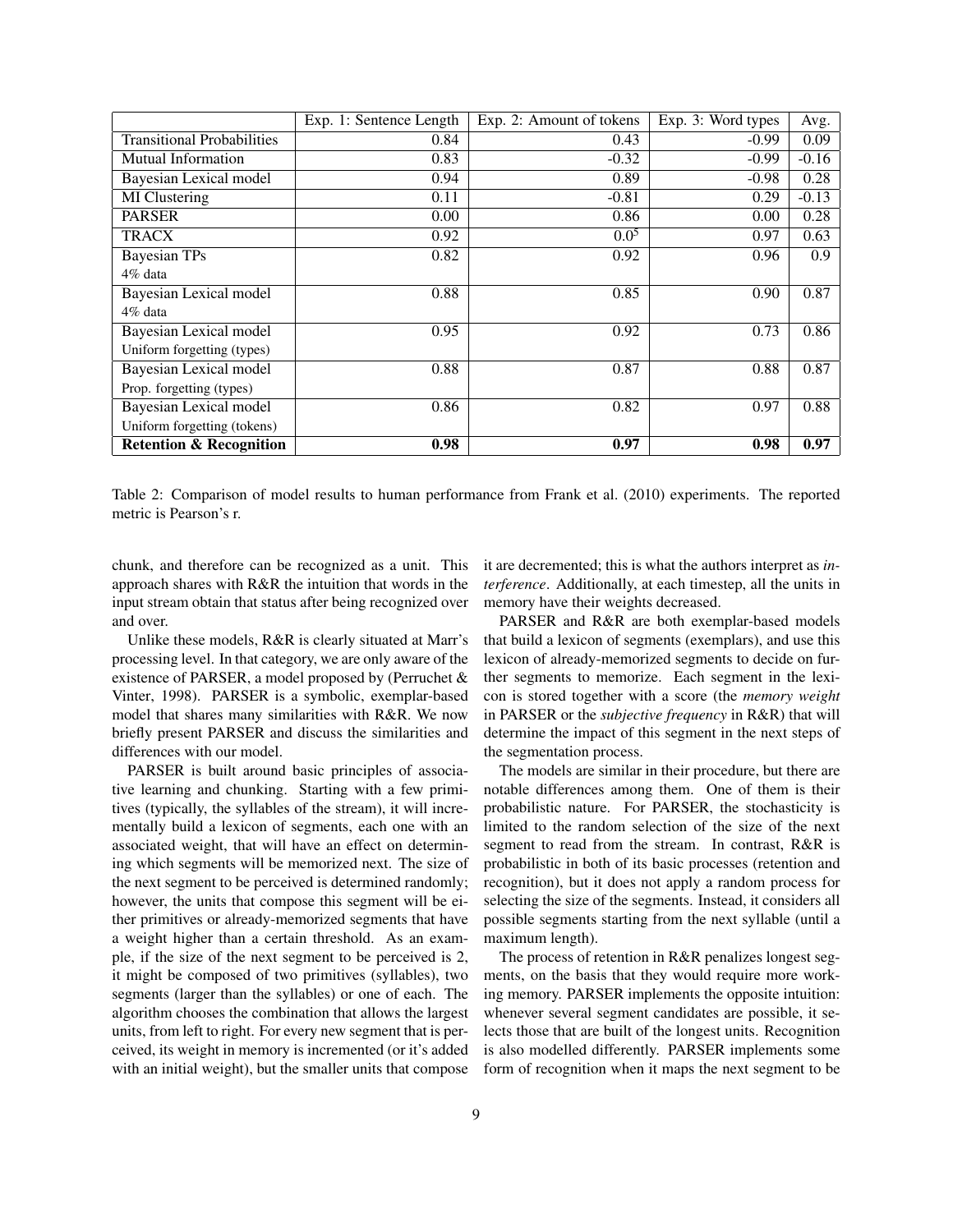| | Exp. 1: Sentence Length | Exp. 2: Amount of tokens | Exp. 3: Word types | Avg. |
|---|---|---|---|---|
| Transitional Probabilities | 0.84 | 0.43 | -0.99 | 0.09 |
| Mutual Information | 0.83 | -0.32 | -0.99 | -0.16 |
| Bayesian Lexical model | 0.94 | 0.89 | -0.98 | 0.28 |
| MI Clustering | 0.11 | -0.81 | 0.29 | -0.13 |
| PARSER | 0.00 | 0.86 | 0.00 | 0.28 |
| TRACX | 0.92 | 0.0[5] | 0.97 | 0.63 |
| Bayesian TPs<br>4% data | 0.82 | 0.92 | 0.96 | 0.9 |
| Bayesian Lexical model<br>4% data | 0.88 | 0.85 | 0.90 | 0.87 |
| Bayesian Lexical model<br>Uniform forgetting (types) | 0.95 | 0.92 | 0.73 | 0.86 |
| Bayesian Lexical model<br>Prop. forgetting (types) | 0.88 | 0.87 | 0.88 | 0.87 |
| Bayesian Lexical model<br>Uniform forgetting (tokens) | 0.86 | 0.82 | 0.97 | 0.88 |
| **Retention & Recognition** | **0.98** | **0.97** | **0.98** | **0.97** |

Table 2: Comparison of model results to human performance from Frank et al. (2010) experiments. The reported metric is Pearson's r.

chunk, and therefore can be recognized as a unit. This approach shares with R&R the intuition that words in the input stream obtain that status after being recognized over and over.

Unlike these models, R&R is clearly situated at Marr's processing level. In that category, we are only aware of the existence of PARSER, a model proposed by (Perruchet & Vinter, 1998). PARSER is a symbolic, exemplar-based model that shares many similarities with R&R. We now briefly present PARSER and discuss the similarities and differences with our model.

PARSER is built around basic principles of associative learning and chunking. Starting with a few primitives (typically, the syllables of the stream), it will incrementally build a lexicon of segments, each one with an associated weight, that will have an effect on determining which segments will be memorized next. The size of the next segment to be perceived is determined randomly; however, the units that compose this segment will be either primitives or already-memorized segments that have a weight higher than a certain threshold. As an example, if the size of the next segment to be perceived is 2, it might be composed of two primitives (syllables), two segments (larger than the syllables) or one of each. The algorithm chooses the combination that allows the largest units, from left to right. For every new segment that is perceived, its weight in memory is incremented (or it's added with an initial weight), but the smaller units that compose it are decremented; this is what the authors interpret as *interference*. Additionally, at each timestep, all the units in memory have their weights decreased.

PARSER and R&R are both exemplar-based models that build a lexicon of segments (exemplars), and use this lexicon of already-memorized segments to decide on further segments to memorize. Each segment in the lexicon is stored together with a score (the *memory weight* in PARSER or the *subjective frequency* in R&R) that will determine the impact of this segment in the next steps of the segmentation process.

The models are similar in their procedure, but there are notable differences among them. One of them is their probabilistic nature. For PARSER, the stochasticity is limited to the random selection of the size of the next segment to read from the stream. In contrast, R&R is probabilistic in both of its basic processes (retention and recognition), but it does not apply a random process for selecting the size of the segments. Instead, it considers all possible segments starting from the next syllable (until a maximum length).

The process of retention in R&R penalizes longest segments, on the basis that they would require more working memory. PARSER implements the opposite intuition: whenever several segment candidates are possible, it selects those that are built of the longest units. Recognition is also modelled differently. PARSER implements some form of recognition when it maps the next segment to be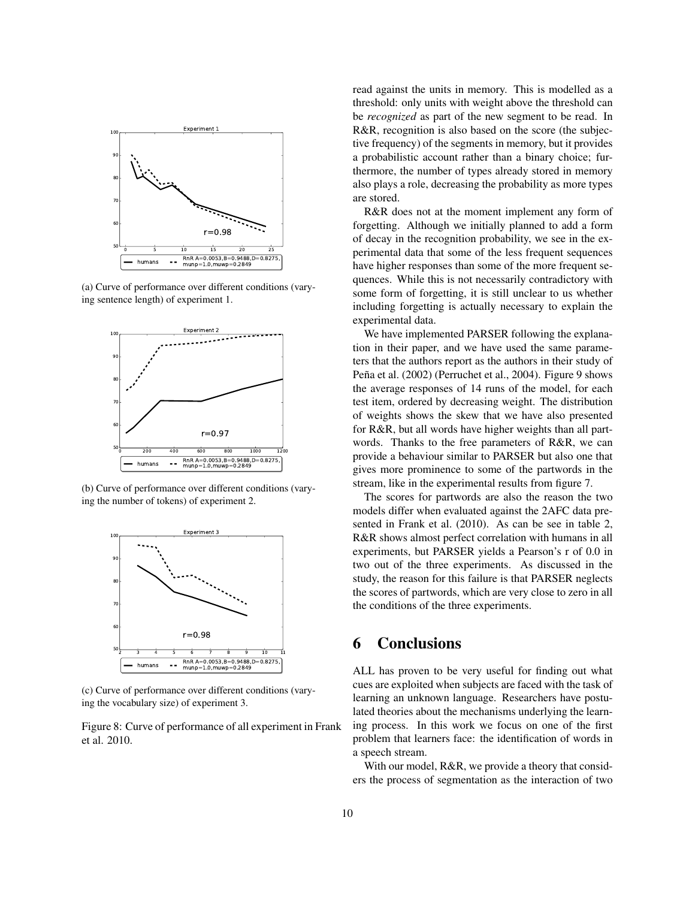(a) Curve of performance over different conditions (varying sentence length) of experiment 1.

(b) Curve of performance over different conditions (varying the number of tokens) of experiment 2.

(c) Curve of performance over different conditions (varying the vocabulary size) of experiment 3.

Figure 8: Curve of performance of all experiment in Frank et al. 2010.

read against the units in memory. This is modelled as a threshold: only units with weight above the threshold can be *recognized* as part of the new segment to be read. In R&R, recognition is also based on the score (the subjective frequency) of the segments in memory, but it provides a probabilistic account rather than a binary choice; furthermore, the number of types already stored in memory also plays a role, decreasing the probability as more types are stored.

R&R does not at the moment implement any form of forgetting. Although we initially planned to add a form of decay in the recognition probability, we see in the experimental data that some of the less frequent sequences have higher responses than some of the more frequent sequences. While this is not necessarily contradictory with some form of forgetting, it is still unclear to us whether including forgetting is actually necessary to explain the experimental data.

We have implemented PARSER following the explanation in their paper, and we have used the same parameters that the authors report as the authors in their study of Peña et al. (2002) (Perruchet et al., 2004). Figure 9 shows the average responses of 14 runs of the model, for each test item, ordered by decreasing weight. The distribution of weights shows the skew that we have also presented for R&R, but all words have higher weights than all partwords. Thanks to the free parameters of R&R, we can provide a behaviour similar to PARSER but also one that gives more prominence to some of the partwords in the stream, like in the experimental results from figure 7.

The scores for partwords are also the reason the two models differ when evaluated against the 2AFC data presented in Frank et al. (2010). As can be see in table 2, R&R shows almost perfect correlation with humans in all experiments, but PARSER yields a Pearson's r of 0.0 in two out of the three experiments. As discussed in the study, the reason for this failure is that PARSER neglects the scores of partwords, which are very close to zero in all the conditions of the three experiments.

# 6 Conclusions

ALL has proven to be very useful for finding out what cues are exploited when subjects are faced with the task of learning an unknown language. Researchers have postulated theories about the mechanisms underlying the learning process. In this work we focus on one of the first problem that learners face: the identification of words in a speech stream.

With our model, R&R, we provide a theory that considers the process of segmentation as the interaction of two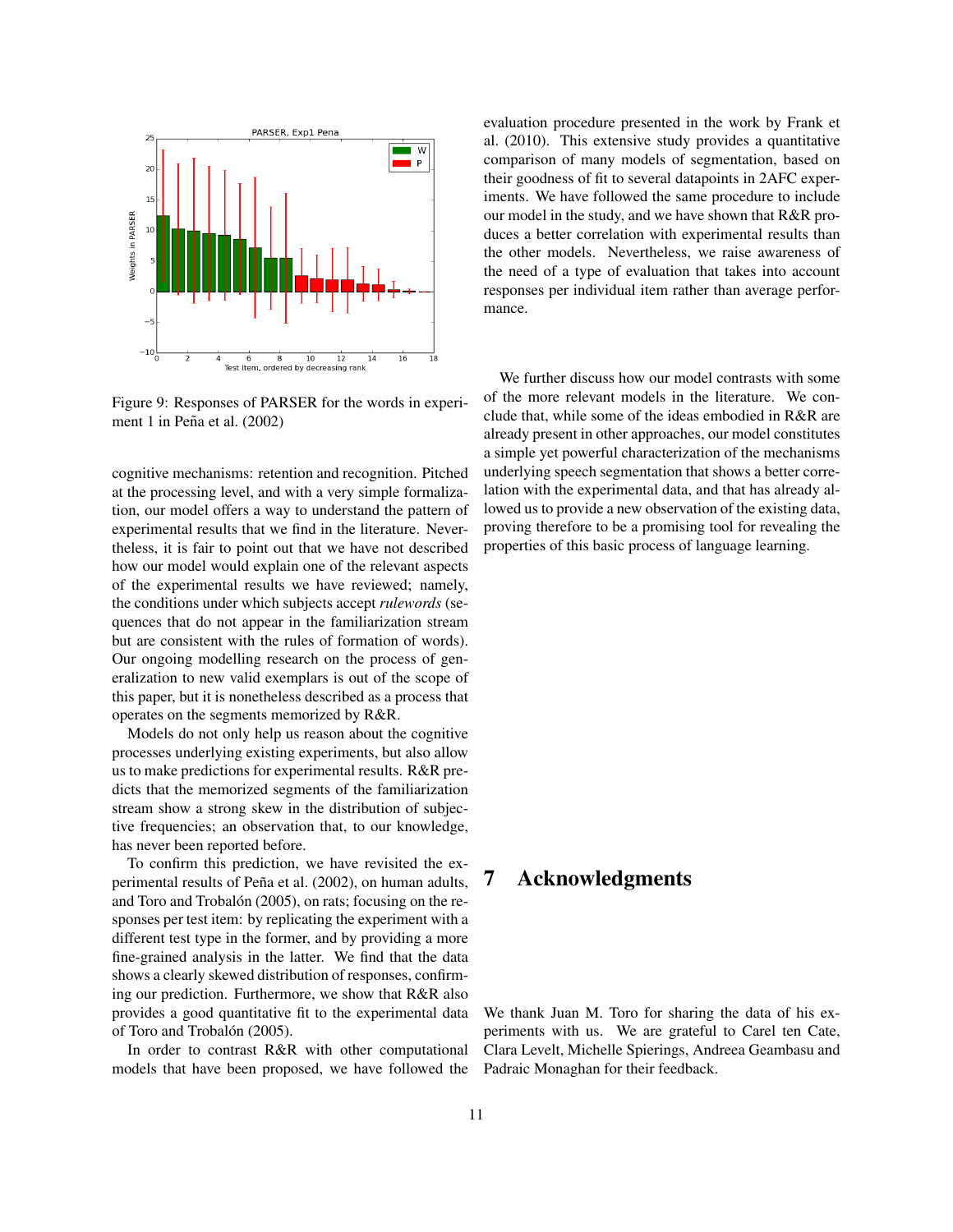Figure 9: Responses of PARSER for the words in experiment 1 in Peña et al. (2002)

cognitive mechanisms: retention and recognition. Pitched at the processing level, and with a very simple formalization, our model offers a way to understand the pattern of experimental results that we find in the literature. Nevertheless, it is fair to point out that we have not described how our model would explain one of the relevant aspects of the experimental results we have reviewed; namely, the conditions under which subjects accept *rulewords* (sequences that do not appear in the familiarization stream but are consistent with the rules of formation of words). Our ongoing modelling research on the process of generalization to new valid exemplars is out of the scope of this paper, but it is nonetheless described as a process that operates on the segments memorized by R&R.

Models do not only help us reason about the cognitive processes underlying existing experiments, but also allow us to make predictions for experimental results. R&R predicts that the memorized segments of the familiarization stream show a strong skew in the distribution of subjective frequencies; an observation that, to our knowledge, has never been reported before.

To confirm this prediction, we have revisited the experimental results of Peña et al. (2002), on human adults, and Toro and Trobalón (2005), on rats; focusing on the responses per test item: by replicating the experiment with a different test type in the former, and by providing a more fine-grained analysis in the latter. We find that the data shows a clearly skewed distribution of responses, confirming our prediction. Furthermore, we show that R&R also provides a good quantitative fit to the experimental data of Toro and Trobalón (2005).

In order to contrast R&R with other computational models that have been proposed, we have followed the evaluation procedure presented in the work by Frank et al. (2010). This extensive study provides a quantitative comparison of many models of segmentation, based on their goodness of fit to several datapoints in 2AFC experiments. We have followed the same procedure to include our model in the study, and we have shown that R&R produces a better correlation with experimental results than the other models. Nevertheless, we raise awareness of the need of a type of evaluation that takes into account responses per individual item rather than average performance.

We further discuss how our model contrasts with some of the more relevant models in the literature. We conclude that, while some of the ideas embodied in R&R are already present in other approaches, our model constitutes a simple yet powerful characterization of the mechanisms underlying speech segmentation that shows a better correlation with the experimental data, and that has already allowed us to provide a new observation of the existing data, proving therefore to be a promising tool for revealing the properties of this basic process of language learning.

# 7 Acknowledgments

We thank Juan M. Toro for sharing the data of his experiments with us. We are grateful to Carel ten Cate, Clara Levelt, Michelle Spierings, Andreea Geambasu and Padraic Monaghan for their feedback.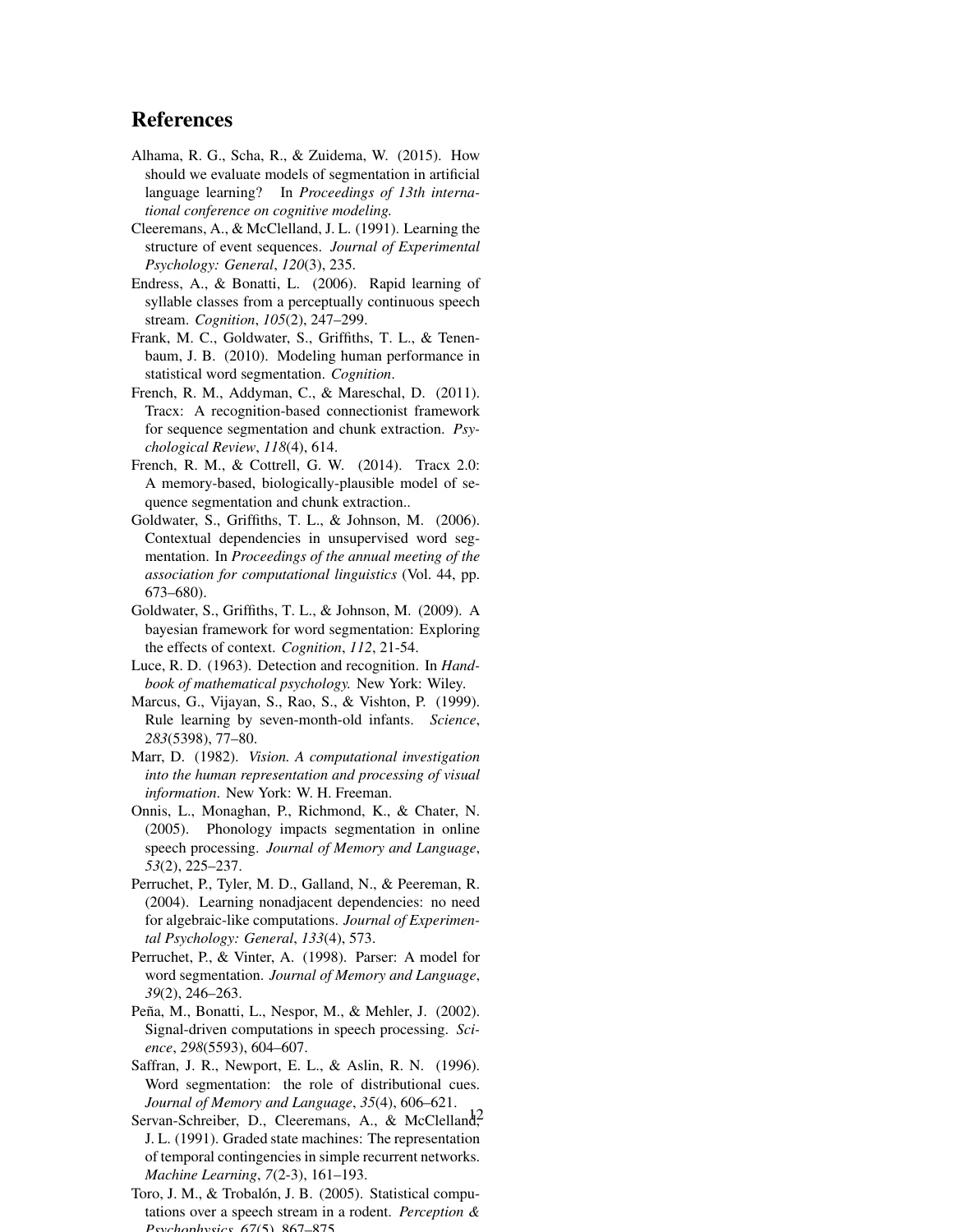# References

Alhama, R. G., Scha, R., & Zuidema, W. (2015). How should we evaluate models of segmentation in artificial language learning? In *Proceedings of 13th international conference on cognitive modeling.*

Cleeremans, A., & McClelland, J. L. (1991). Learning the structure of event sequences. *Journal of Experimental Psychology: General*, *120*(3), 235.

Endress, A., & Bonatti, L. (2006). Rapid learning of syllable classes from a perceptually continuous speech stream. *Cognition*, *105*(2), 247–299.

Frank, M. C., Goldwater, S., Griffiths, T. L., & Tenenbaum, J. B. (2010). Modeling human performance in statistical word segmentation. *Cognition*.

French, R. M., Addyman, C., & Mareschal, D. (2011). Tracx: A recognition-based connectionist framework for sequence segmentation and chunk extraction. *Psychological Review*, *118*(4), 614.

French, R. M., & Cottrell, G. W. (2014). Tracx 2.0: A memory-based, biologically-plausible model of sequence segmentation and chunk extraction..

Goldwater, S., Griffiths, T. L., & Johnson, M. (2006). Contextual dependencies in unsupervised word segmentation. In *Proceedings of the annual meeting of the association for computational linguistics* (Vol. 44, pp. 673–680).

Goldwater, S., Griffiths, T. L., & Johnson, M. (2009). A bayesian framework for word segmentation: Exploring the effects of context. *Cognition*, *112*, 21-54.

Luce, R. D. (1963). Detection and recognition. In *Handbook of mathematical psychology.* New York: Wiley.

Marcus, G., Vijayan, S., Rao, S., & Vishton, P. (1999). Rule learning by seven-month-old infants. *Science*, *283*(5398), 77–80.

Marr, D. (1982). *Vision. A computational investigation into the human representation and processing of visual information*. New York: W. H. Freeman.

Onnis, L., Monaghan, P., Richmond, K., & Chater, N. (2005). Phonology impacts segmentation in online speech processing. *Journal of Memory and Language*, *53*(2), 225–237.

Perruchet, P., Tyler, M. D., Galland, N., & Peereman, R. (2004). Learning nonadjacent dependencies: no need for algebraic-like computations. *Journal of Experimental Psychology: General*, *133*(4), 573.

Perruchet, P., & Vinter, A. (1998). Parser: A model for word segmentation. *Journal of Memory and Language*, *39*(2), 246–263.

Peña, M., Bonatti, L., Nespor, M., & Mehler, J. (2002). Signal-driven computations in speech processing. *Science*, *298*(5593), 604–607.

Saffran, J. R., Newport, E. L., & Aslin, R. N. (1996). Word segmentation: the role of distributional cues. *Journal of Memory and Language*, *35*(4), 606–621.

Servan-Schreiber, D., Cleeremans, A., & McClelland, J. L. (1991). Graded state machines: The representation of temporal contingencies in simple recurrent networks. *Machine Learning*, *7*(2-3), 161–193.

Toro, J. M., & Trobalón, J. B. (2005). Statistical computations over a speech stream in a rodent. *Perception & Psychophysics*, *67*(5), 867–875.